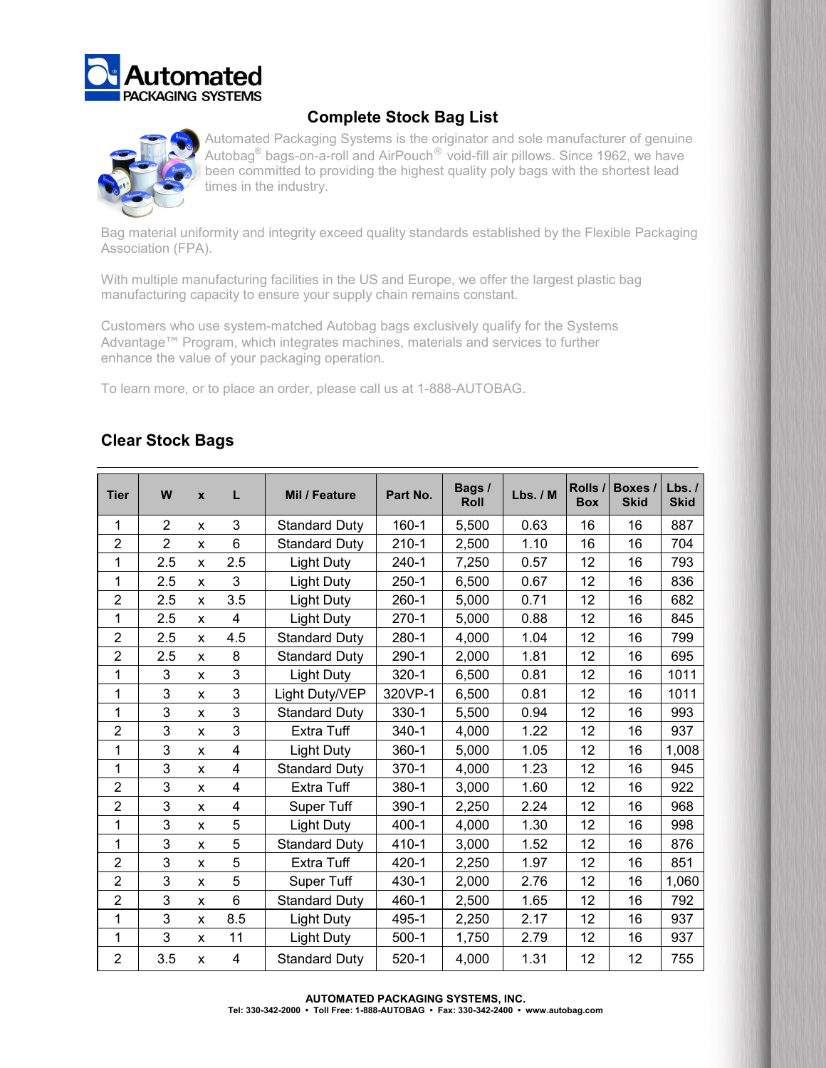# Automated PACKAGING SYSTEMS

## Complete Stock Bag List

Automated Packaging Systems is the originator and sole manufacturer of genuine Autobag® bags-on-a-roll and AirPouch® void-fill air pillows. Since 1962, we have been committed to providing the highest quality poly bags with the shortest lead times in the industry.

Bag material uniformity and integrity exceed quality standards established by the Flexible Packaging Association (FPA).

With multiple manufacturing facilities in the US and Europe, we offer the largest plastic bag manufacturing capacity to ensure your supply chain remains constant.

Customers who use system-matched Autobag bags exclusively qualify for the Systems Advantage™ Program, which integrates machines, materials and services to further enhance the value of your packaging operation.

To learn more, or to place an order, please call us at 1-888-AUTOBAG.

### Clear Stock Bags

| Tier | W | x | L | Mil / Feature | Part No. | Bags / Roll | Lbs. / M | Rolls / Box | Boxes / Skid | Lbs. / Skid |
|---|---|---|---|---|---|---|---|---|---|---|
| 1 | 2 | x | 3 | Standard Duty | 160-1 | 5,500 | 0.63 | 16 | 16 | 887 |
| 2 | 2 | x | 6 | Standard Duty | 210-1 | 2,500 | 1.10 | 16 | 16 | 704 |
| 1 | 2.5 | x | 2.5 | Light Duty | 240-1 | 7,250 | 0.57 | 12 | 16 | 793 |
| 1 | 2.5 | x | 3 | Light Duty | 250-1 | 6,500 | 0.67 | 12 | 16 | 836 |
| 2 | 2.5 | x | 3.5 | Light Duty | 260-1 | 5,000 | 0.71 | 12 | 16 | 682 |
| 1 | 2.5 | x | 4 | Light Duty | 270-1 | 5,000 | 0.88 | 12 | 16 | 845 |
| 2 | 2.5 | x | 4.5 | Standard Duty | 280-1 | 4,000 | 1.04 | 12 | 16 | 799 |
| 2 | 2.5 | x | 8 | Standard Duty | 290-1 | 2,000 | 1.81 | 12 | 16 | 695 |
| 1 | 3 | x | 3 | Light Duty | 320-1 | 6,500 | 0.81 | 12 | 16 | 1011 |
| 1 | 3 | x | 3 | Light Duty/VEP | 320VP-1 | 6,500 | 0.81 | 12 | 16 | 1011 |
| 1 | 3 | x | 3 | Standard Duty | 330-1 | 5,500 | 0.94 | 12 | 16 | 993 |
| 2 | 3 | x | 3 | Extra Tuff | 340-1 | 4,000 | 1.22 | 12 | 16 | 937 |
| 1 | 3 | x | 4 | Light Duty | 360-1 | 5,000 | 1.05 | 12 | 16 | 1,008 |
| 1 | 3 | x | 4 | Standard Duty | 370-1 | 4,000 | 1.23 | 12 | 16 | 945 |
| 2 | 3 | x | 4 | Extra Tuff | 380-1 | 3,000 | 1.60 | 12 | 16 | 922 |
| 2 | 3 | x | 4 | Super Tuff | 390-1 | 2,250 | 2.24 | 12 | 16 | 968 |
| 1 | 3 | x | 5 | Light Duty | 400-1 | 4,000 | 1.30 | 12 | 16 | 998 |
| 1 | 3 | x | 5 | Standard Duty | 410-1 | 3,000 | 1.52 | 12 | 16 | 876 |
| 2 | 3 | x | 5 | Extra Tuff | 420-1 | 2,250 | 1.97 | 12 | 16 | 851 |
| 2 | 3 | x | 5 | Super Tuff | 430-1 | 2,000 | 2.76 | 12 | 16 | 1,060 |
| 2 | 3 | x | 6 | Standard Duty | 460-1 | 2,500 | 1.65 | 12 | 16 | 792 |
| 1 | 3 | x | 8.5 | Light Duty | 495-1 | 2,250 | 2.17 | 12 | 16 | 937 |
| 1 | 3 | x | 11 | Light Duty | 500-1 | 1,750 | 2.79 | 12 | 16 | 937 |
| 2 | 3.5 | x | 4 | Standard Duty | 520-1 | 4,000 | 1.31 | 12 | 12 | 755 |

**AUTOMATED PACKAGING SYSTEMS, INC.**
**Tel: 330-342-2000 • Toll Free: 1-888-AUTOBAG • Fax: 330-342-2400 • www.autobag.com**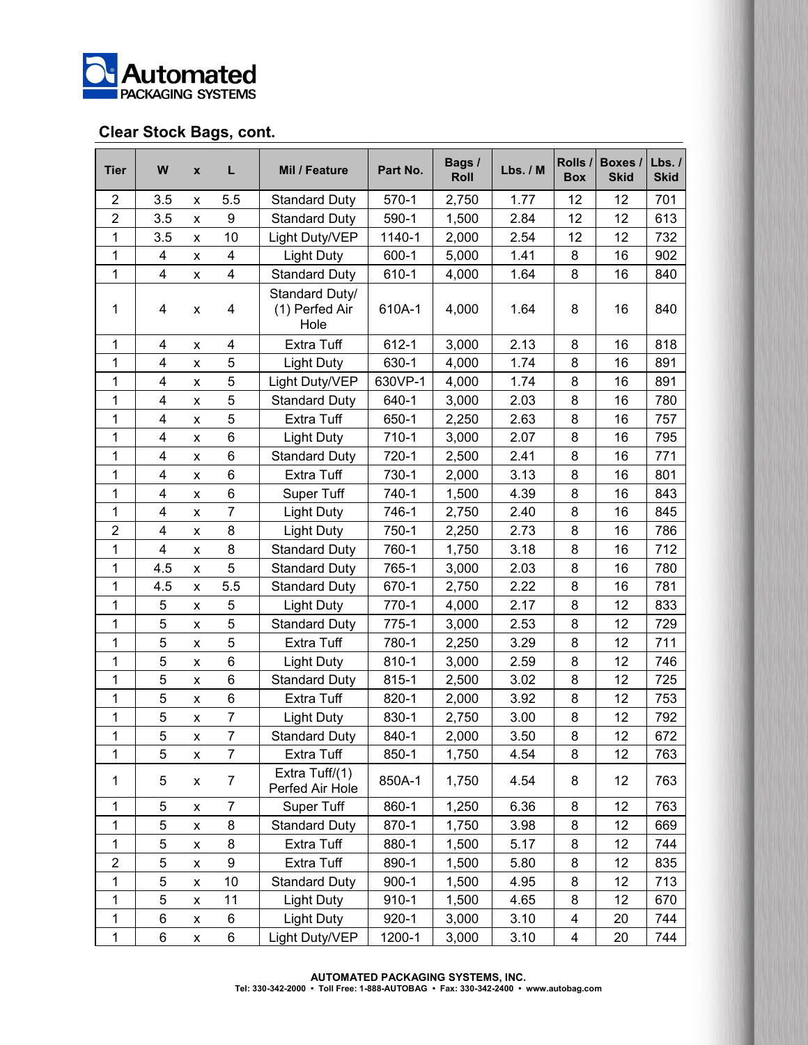**Automated** PACKAGING SYSTEMS

## Clear Stock Bags, cont.

| Tier | W | x | L | Mil / Feature | Part No. | Bags / Roll | Lbs. / M | Rolls / Box | Boxes / Skid | Lbs. / Skid |
|---|---|---|---|---|---|---|---|---|---|---|
| 2 | 3.5 | x | 5.5 | Standard Duty | 570-1 | 2,750 | 1.77 | 12 | 12 | 701 |
| 2 | 3.5 | x | 9 | Standard Duty | 590-1 | 1,500 | 2.84 | 12 | 12 | 613 |
| 1 | 3.5 | x | 10 | Light Duty/VEP | 1140-1 | 2,000 | 2.54 | 12 | 12 | 732 |
| 1 | 4 | x | 4 | Light Duty | 600-1 | 5,000 | 1.41 | 8 | 16 | 902 |
| 1 | 4 | x | 4 | Standard Duty | 610-1 | 4,000 | 1.64 | 8 | 16 | 840 |
| 1 | 4 | x | 4 | Standard Duty/ (1) Perfed Air Hole | 610A-1 | 4,000 | 1.64 | 8 | 16 | 840 |
| 1 | 4 | x | 4 | Extra Tuff | 612-1 | 3,000 | 2.13 | 8 | 16 | 818 |
| 1 | 4 | x | 5 | Light Duty | 630-1 | 4,000 | 1.74 | 8 | 16 | 891 |
| 1 | 4 | x | 5 | Light Duty/VEP | 630VP-1 | 4,000 | 1.74 | 8 | 16 | 891 |
| 1 | 4 | x | 5 | Standard Duty | 640-1 | 3,000 | 2.03 | 8 | 16 | 780 |
| 1 | 4 | x | 5 | Extra Tuff | 650-1 | 2,250 | 2.63 | 8 | 16 | 757 |
| 1 | 4 | x | 6 | Light Duty | 710-1 | 3,000 | 2.07 | 8 | 16 | 795 |
| 1 | 4 | x | 6 | Standard Duty | 720-1 | 2,500 | 2.41 | 8 | 16 | 771 |
| 1 | 4 | x | 6 | Extra Tuff | 730-1 | 2,000 | 3.13 | 8 | 16 | 801 |
| 1 | 4 | x | 6 | Super Tuff | 740-1 | 1,500 | 4.39 | 8 | 16 | 843 |
| 1 | 4 | x | 7 | Light Duty | 746-1 | 2,750 | 2.40 | 8 | 16 | 845 |
| 2 | 4 | x | 8 | Light Duty | 750-1 | 2,250 | 2.73 | 8 | 16 | 786 |
| 1 | 4 | x | 8 | Standard Duty | 760-1 | 1,750 | 3.18 | 8 | 16 | 712 |
| 1 | 4.5 | x | 5 | Standard Duty | 765-1 | 3,000 | 2.03 | 8 | 16 | 780 |
| 1 | 4.5 | x | 5.5 | Standard Duty | 670-1 | 2,750 | 2.22 | 8 | 16 | 781 |
| 1 | 5 | x | 5 | Light Duty | 770-1 | 4,000 | 2.17 | 8 | 12 | 833 |
| 1 | 5 | x | 5 | Standard Duty | 775-1 | 3,000 | 2.53 | 8 | 12 | 729 |
| 1 | 5 | x | 5 | Extra Tuff | 780-1 | 2,250 | 3.29 | 8 | 12 | 711 |
| 1 | 5 | x | 6 | Light Duty | 810-1 | 3,000 | 2.59 | 8 | 12 | 746 |
| 1 | 5 | x | 6 | Standard Duty | 815-1 | 2,500 | 3.02 | 8 | 12 | 725 |
| 1 | 5 | x | 6 | Extra Tuff | 820-1 | 2,000 | 3.92 | 8 | 12 | 753 |
| 1 | 5 | x | 7 | Light Duty | 830-1 | 2,750 | 3.00 | 8 | 12 | 792 |
| 1 | 5 | x | 7 | Standard Duty | 840-1 | 2,000 | 3.50 | 8 | 12 | 672 |
| 1 | 5 | x | 7 | Extra Tuff | 850-1 | 1,750 | 4.54 | 8 | 12 | 763 |
| 1 | 5 | x | 7 | Extra Tuff/(1) Perfed Air Hole | 850A-1 | 1,750 | 4.54 | 8 | 12 | 763 |
| 1 | 5 | x | 7 | Super Tuff | 860-1 | 1,250 | 6.36 | 8 | 12 | 763 |
| 1 | 5 | x | 8 | Standard Duty | 870-1 | 1,750 | 3.98 | 8 | 12 | 669 |
| 1 | 5 | x | 8 | Extra Tuff | 880-1 | 1,500 | 5.17 | 8 | 12 | 744 |
| 2 | 5 | x | 9 | Extra Tuff | 890-1 | 1,500 | 5.80 | 8 | 12 | 835 |
| 1 | 5 | x | 10 | Standard Duty | 900-1 | 1,500 | 4.95 | 8 | 12 | 713 |
| 1 | 5 | x | 11 | Light Duty | 910-1 | 1,500 | 4.65 | 8 | 12 | 670 |
| 1 | 6 | x | 6 | Light Duty | 920-1 | 3,000 | 3.10 | 4 | 20 | 744 |
| 1 | 6 | x | 6 | Light Duty/VEP | 1200-1 | 3,000 | 3.10 | 4 | 20 | 744 |

**AUTOMATED PACKAGING SYSTEMS, INC.**
Tel: 330-342-2000 • Toll Free: 1-888-AUTOBAG • Fax: 330-342-2400 • www.autobag.com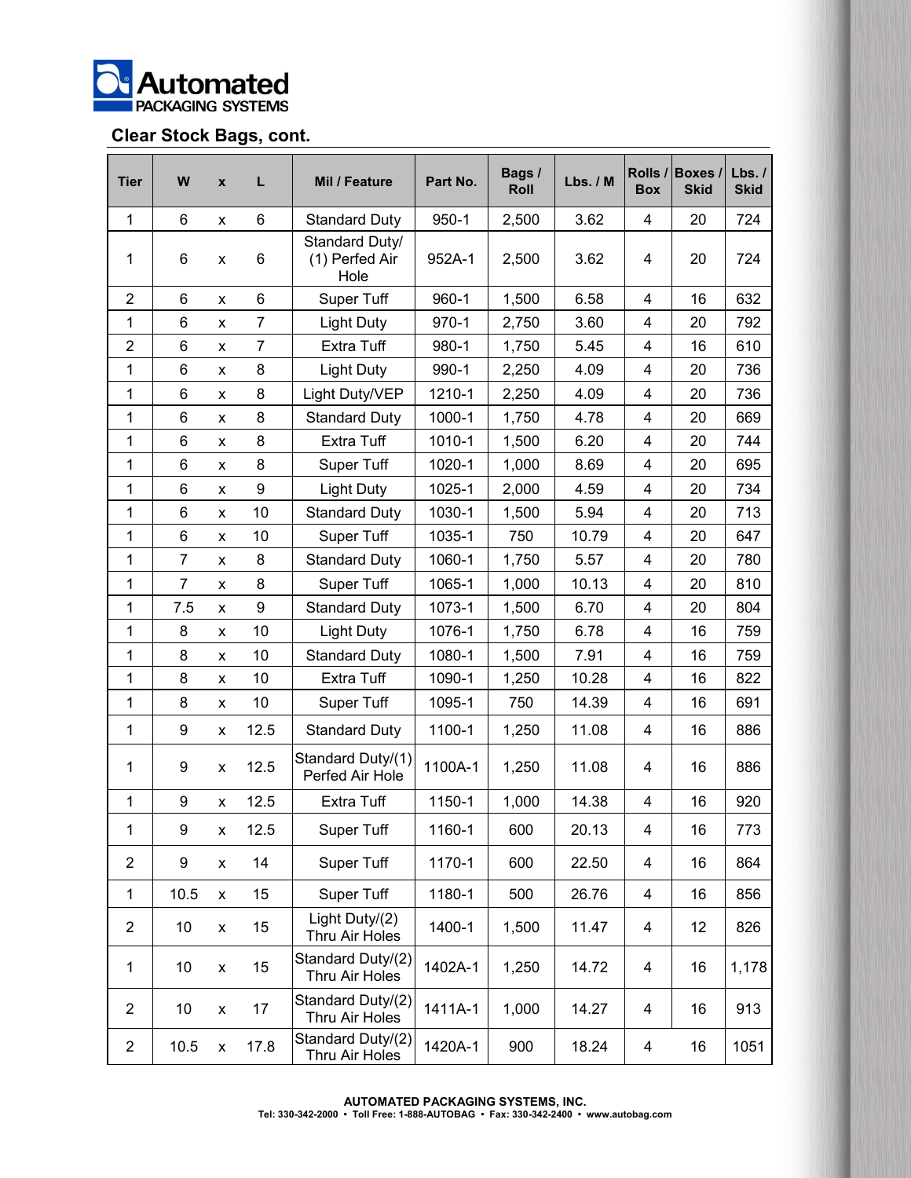**Automated** PACKAGING SYSTEMS

## Clear Stock Bags, cont.

| Tier | W | x | L | Mil / Feature | Part No. | Bags / Roll | Lbs. / M | Rolls / Box | Boxes / Skid | Lbs. / Skid |
|---|---|---|---|---|---|---|---|---|---|---|
| 1 | 6 | x | 6 | Standard Duty | 950-1 | 2,500 | 3.62 | 4 | 20 | 724 |
| 1 | 6 | x | 6 | Standard Duty/ (1) Perfed Air Hole | 952A-1 | 2,500 | 3.62 | 4 | 20 | 724 |
| 2 | 6 | x | 6 | Super Tuff | 960-1 | 1,500 | 6.58 | 4 | 16 | 632 |
| 1 | 6 | x | 7 | Light Duty | 970-1 | 2,750 | 3.60 | 4 | 20 | 792 |
| 2 | 6 | x | 7 | Extra Tuff | 980-1 | 1,750 | 5.45 | 4 | 16 | 610 |
| 1 | 6 | x | 8 | Light Duty | 990-1 | 2,250 | 4.09 | 4 | 20 | 736 |
| 1 | 6 | x | 8 | Light Duty/VEP | 1210-1 | 2,250 | 4.09 | 4 | 20 | 736 |
| 1 | 6 | x | 8 | Standard Duty | 1000-1 | 1,750 | 4.78 | 4 | 20 | 669 |
| 1 | 6 | x | 8 | Extra Tuff | 1010-1 | 1,500 | 6.20 | 4 | 20 | 744 |
| 1 | 6 | x | 8 | Super Tuff | 1020-1 | 1,000 | 8.69 | 4 | 20 | 695 |
| 1 | 6 | x | 9 | Light Duty | 1025-1 | 2,000 | 4.59 | 4 | 20 | 734 |
| 1 | 6 | x | 10 | Standard Duty | 1030-1 | 1,500 | 5.94 | 4 | 20 | 713 |
| 1 | 6 | x | 10 | Super Tuff | 1035-1 | 750 | 10.79 | 4 | 20 | 647 |
| 1 | 7 | x | 8 | Standard Duty | 1060-1 | 1,750 | 5.57 | 4 | 20 | 780 |
| 1 | 7 | x | 8 | Super Tuff | 1065-1 | 1,000 | 10.13 | 4 | 20 | 810 |
| 1 | 7.5 | x | 9 | Standard Duty | 1073-1 | 1,500 | 6.70 | 4 | 20 | 804 |
| 1 | 8 | x | 10 | Light Duty | 1076-1 | 1,750 | 6.78 | 4 | 16 | 759 |
| 1 | 8 | x | 10 | Standard Duty | 1080-1 | 1,500 | 7.91 | 4 | 16 | 759 |
| 1 | 8 | x | 10 | Extra Tuff | 1090-1 | 1,250 | 10.28 | 4 | 16 | 822 |
| 1 | 8 | x | 10 | Super Tuff | 1095-1 | 750 | 14.39 | 4 | 16 | 691 |
| 1 | 9 | x | 12.5 | Standard Duty | 1100-1 | 1,250 | 11.08 | 4 | 16 | 886 |
| 1 | 9 | x | 12.5 | Standard Duty/(1) Perfed Air Hole | 1100A-1 | 1,250 | 11.08 | 4 | 16 | 886 |
| 1 | 9 | x | 12.5 | Extra Tuff | 1150-1 | 1,000 | 14.38 | 4 | 16 | 920 |
| 1 | 9 | x | 12.5 | Super Tuff | 1160-1 | 600 | 20.13 | 4 | 16 | 773 |
| 2 | 9 | x | 14 | Super Tuff | 1170-1 | 600 | 22.50 | 4 | 16 | 864 |
| 1 | 10.5 | x | 15 | Super Tuff | 1180-1 | 500 | 26.76 | 4 | 16 | 856 |
| 2 | 10 | x | 15 | Light Duty/(2) Thru Air Holes | 1400-1 | 1,500 | 11.47 | 4 | 12 | 826 |
| 1 | 10 | x | 15 | Standard Duty/(2) Thru Air Holes | 1402A-1 | 1,250 | 14.72 | 4 | 16 | 1,178 |
| 2 | 10 | x | 17 | Standard Duty/(2) Thru Air Holes | 1411A-1 | 1,000 | 14.27 | 4 | 16 | 913 |
| 2 | 10.5 | x | 17.8 | Standard Duty/(2) Thru Air Holes | 1420A-1 | 900 | 18.24 | 4 | 16 | 1051 |

**AUTOMATED PACKAGING SYSTEMS, INC.**
Tel: 330-342-2000 • Toll Free: 1-888-AUTOBAG • Fax: 330-342-2400 • www.autobag.com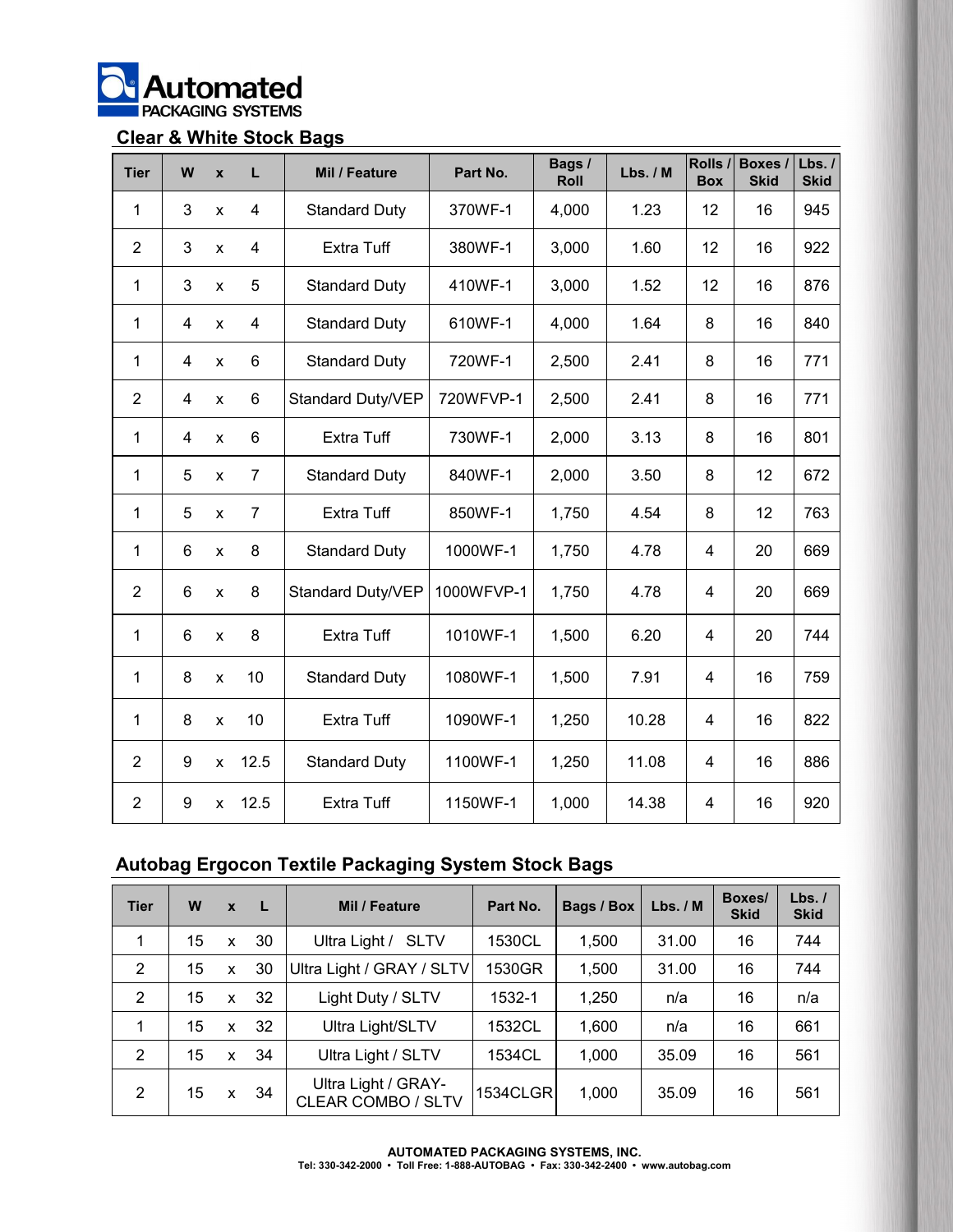**Automated** PACKAGING SYSTEMS

## Clear & White Stock Bags

| Tier | W | x | L | Mil / Feature | Part No. | Bags / Roll | Lbs. / M | Rolls / Box | Boxes / Skid | Lbs. / Skid |
|---|---|---|---|---|---|---|---|---|---|---|
| 1 | 3 | x | 4 | Standard Duty | 370WF-1 | 4,000 | 1.23 | 12 | 16 | 945 |
| 2 | 3 | x | 4 | Extra Tuff | 380WF-1 | 3,000 | 1.60 | 12 | 16 | 922 |
| 1 | 3 | x | 5 | Standard Duty | 410WF-1 | 3,000 | 1.52 | 12 | 16 | 876 |
| 1 | 4 | x | 4 | Standard Duty | 610WF-1 | 4,000 | 1.64 | 8 | 16 | 840 |
| 1 | 4 | x | 6 | Standard Duty | 720WF-1 | 2,500 | 2.41 | 8 | 16 | 771 |
| 2 | 4 | x | 6 | Standard Duty/VEP | 720WFVP-1 | 2,500 | 2.41 | 8 | 16 | 771 |
| 1 | 4 | x | 6 | Extra Tuff | 730WF-1 | 2,000 | 3.13 | 8 | 16 | 801 |
| 1 | 5 | x | 7 | Standard Duty | 840WF-1 | 2,000 | 3.50 | 8 | 12 | 672 |
| 1 | 5 | x | 7 | Extra Tuff | 850WF-1 | 1,750 | 4.54 | 8 | 12 | 763 |
| 1 | 6 | x | 8 | Standard Duty | 1000WF-1 | 1,750 | 4.78 | 4 | 20 | 669 |
| 2 | 6 | x | 8 | Standard Duty/VEP | 1000WFVP-1 | 1,750 | 4.78 | 4 | 20 | 669 |
| 1 | 6 | x | 8 | Extra Tuff | 1010WF-1 | 1,500 | 6.20 | 4 | 20 | 744 |
| 1 | 8 | x | 10 | Standard Duty | 1080WF-1 | 1,500 | 7.91 | 4 | 16 | 759 |
| 1 | 8 | x | 10 | Extra Tuff | 1090WF-1 | 1,250 | 10.28 | 4 | 16 | 822 |
| 2 | 9 | x | 12.5 | Standard Duty | 1100WF-1 | 1,250 | 11.08 | 4 | 16 | 886 |
| 2 | 9 | x | 12.5 | Extra Tuff | 1150WF-1 | 1,000 | 14.38 | 4 | 16 | 920 |

## Autobag Ergocon Textile Packaging System Stock Bags

| Tier | W | x | L | Mil / Feature | Part No. | Bags / Box | Lbs. / M | Boxes/ Skid | Lbs. / Skid |
|---|---|---|---|---|---|---|---|---|---|
| 1 | 15 | x | 30 | Ultra Light / SLTV | 1530CL | 1,500 | 31.00 | 16 | 744 |
| 2 | 15 | x | 30 | Ultra Light / GRAY / SLTV | 1530GR | 1,500 | 31.00 | 16 | 744 |
| 2 | 15 | x | 32 | Light Duty / SLTV | 1532-1 | 1,250 | n/a | 16 | n/a |
| 1 | 15 | x | 32 | Ultra Light/SLTV | 1532CL | 1,600 | n/a | 16 | 661 |
| 2 | 15 | x | 34 | Ultra Light / SLTV | 1534CL | 1,000 | 35.09 | 16 | 561 |
| 2 | 15 | x | 34 | Ultra Light / GRAY-CLEAR COMBO / SLTV | 1534CLGR | 1,000 | 35.09 | 16 | 561 |

**AUTOMATED PACKAGING SYSTEMS, INC.**
Tel: 330-342-2000 • Toll Free: 1-888-AUTOBAG • Fax: 330-342-2400 • www.autobag.com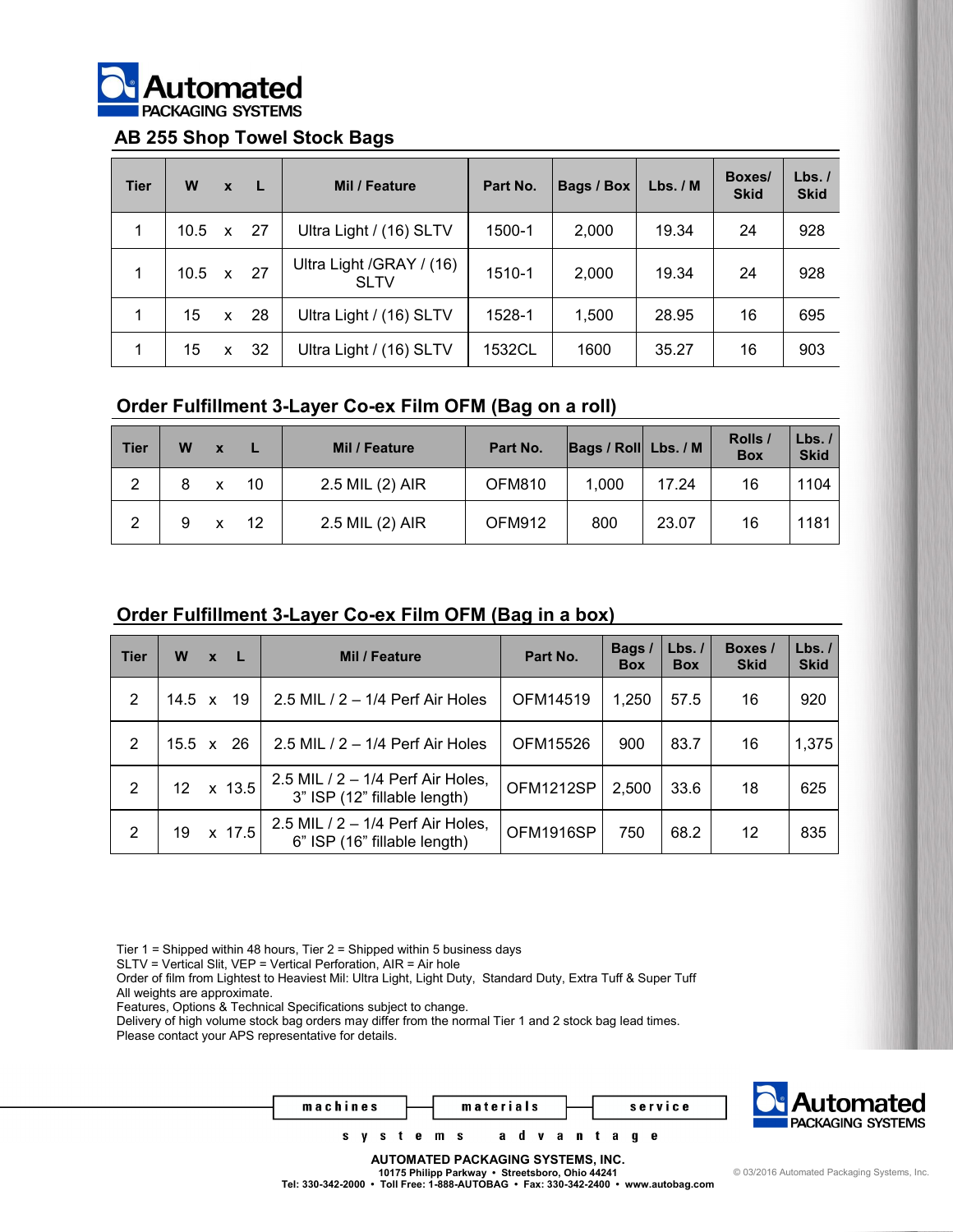# Automated PACKAGING SYSTEMS

## AB 255 Shop Towel Stock Bags

| Tier | W x L | Mil / Feature | Part No. | Bags / Box | Lbs. / M | Boxes/ Skid | Lbs. / Skid |
|---|---|---|---|---|---|---|---|
| 1 | 10.5 x 27 | Ultra Light / (16) SLTV | 1500-1 | 2,000 | 19.34 | 24 | 928 |
| 1 | 10.5 x 27 | Ultra Light /GRAY / (16) SLTV | 1510-1 | 2,000 | 19.34 | 24 | 928 |
| 1 | 15 x 28 | Ultra Light / (16) SLTV | 1528-1 | 1,500 | 28.95 | 16 | 695 |
| 1 | 15 x 32 | Ultra Light / (16) SLTV | 1532CL | 1600 | 35.27 | 16 | 903 |

## Order Fulfillment 3-Layer Co-ex Film OFM (Bag on a roll)

| Tier | W x L | Mil / Feature | Part No. | Bags / Roll | Lbs. / M | Rolls / Box | Lbs. / Skid |
|---|---|---|---|---|---|---|---|
| 2 | 8 x 10 | 2.5 MIL (2) AIR | OFM810 | 1,000 | 17.24 | 16 | 1104 |
| 2 | 9 x 12 | 2.5 MIL (2) AIR | OFM912 | 800 | 23.07 | 16 | 1181 |

## Order Fulfillment 3-Layer Co-ex Film OFM (Bag in a box)

| Tier | W x L | Mil / Feature | Part No. | Bags / Box | Lbs. / Box | Boxes / Skid | Lbs. / Skid |
|---|---|---|---|---|---|---|---|
| 2 | 14.5 x 19 | 2.5 MIL / 2 – 1/4 Perf Air Holes | OFM14519 | 1,250 | 57.5 | 16 | 920 |
| 2 | 15.5 x 26 | 2.5 MIL / 2 – 1/4 Perf Air Holes | OFM15526 | 900 | 83.7 | 16 | 1,375 |
| 2 | 12 x 13.5 | 2.5 MIL / 2 – 1/4 Perf Air Holes, 3" ISP (12" fillable length) | OFM1212SP | 2,500 | 33.6 | 18 | 625 |
| 2 | 19 x 17.5 | 2.5 MIL / 2 – 1/4 Perf Air Holes, 6" ISP (16" fillable length) | OFM1916SP | 750 | 68.2 | 12 | 835 |

Tier 1 = Shipped within 48 hours, Tier 2 = Shipped within 5 business days
SLTV = Vertical Slit, VEP = Vertical Perforation, AIR = Air hole
Order of film from Lightest to Heaviest Mil: Ultra Light, Light Duty, Standard Duty, Extra Tuff & Super Tuff
All weights are approximate.
Features, Options & Technical Specifications subject to change.
Delivery of high volume stock bag orders may differ from the normal Tier 1 and 2 stock bag lead times.
Please contact your APS representative for details.

machines | materials | service

systems advantage

Automated PACKAGING SYSTEMS

**AUTOMATED PACKAGING SYSTEMS, INC.**
10175 Philipp Parkway • Streetsboro, Ohio 44241
Tel: 330-342-2000 • Toll Free: 1-888-AUTOBAG • Fax: 330-342-2400 • www.autobag.com

© 03/2016 Automated Packaging Systems, Inc.